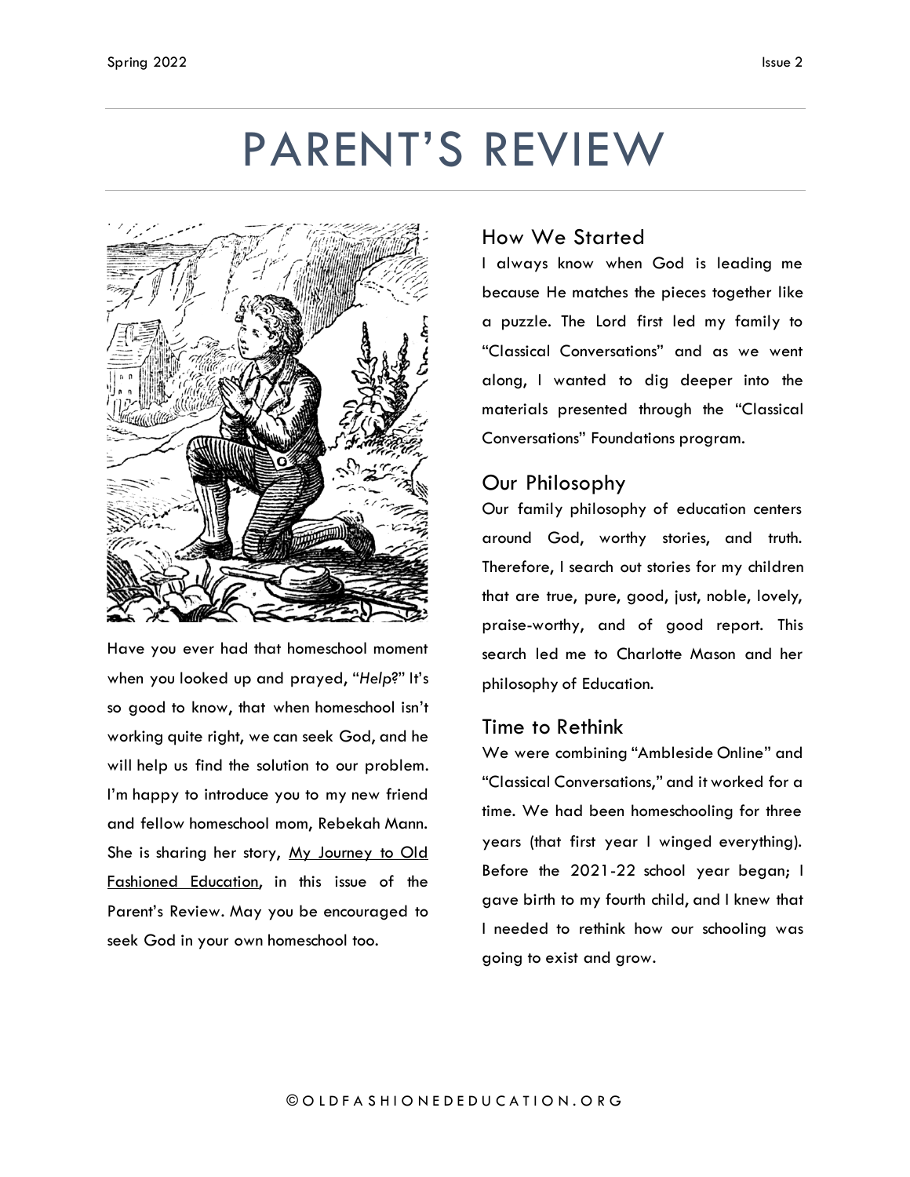# PARENT'S REVIEW

Have you ever had that homeschool moment when you looked up and prayed, "*Help*?" It's so good to know, that when homeschool isn't working quite right, we can seek God, and he will help us find the solution to our problem. I'm happy to introduce you to my new friend and fellow homeschool mom, Rebekah Mann. She is sharing her story, My Journey to Old Fashioned Education, in this issue of the Parent's Review. May you be encouraged to seek God in your own homeschool too.

## How We Started

I always know when God is leading me because He matches the pieces together like a puzzle. The Lord first led my family to "Classical Conversations" and as we went along, I wanted to dig deeper into the materials presented through the "Classical Conversations" Foundations program.

## Our Philosophy

Our family philosophy of education centers around God, worthy stories, and truth. Therefore, I search out stories for my children that are true, pure, good, just, noble, lovely, praise-worthy, and of good report. This search led me to Charlotte Mason and her philosophy of Education.

## Time to Rethink

We were combining "Ambleside Online" and "Classical Conversations," and it worked for a time. We had been homeschooling for three years (that first year I winged everything). Before the 2021-22 school year began; I gave birth to my fourth child, and I knew that I needed to rethink how our schooling was going to exist and grow.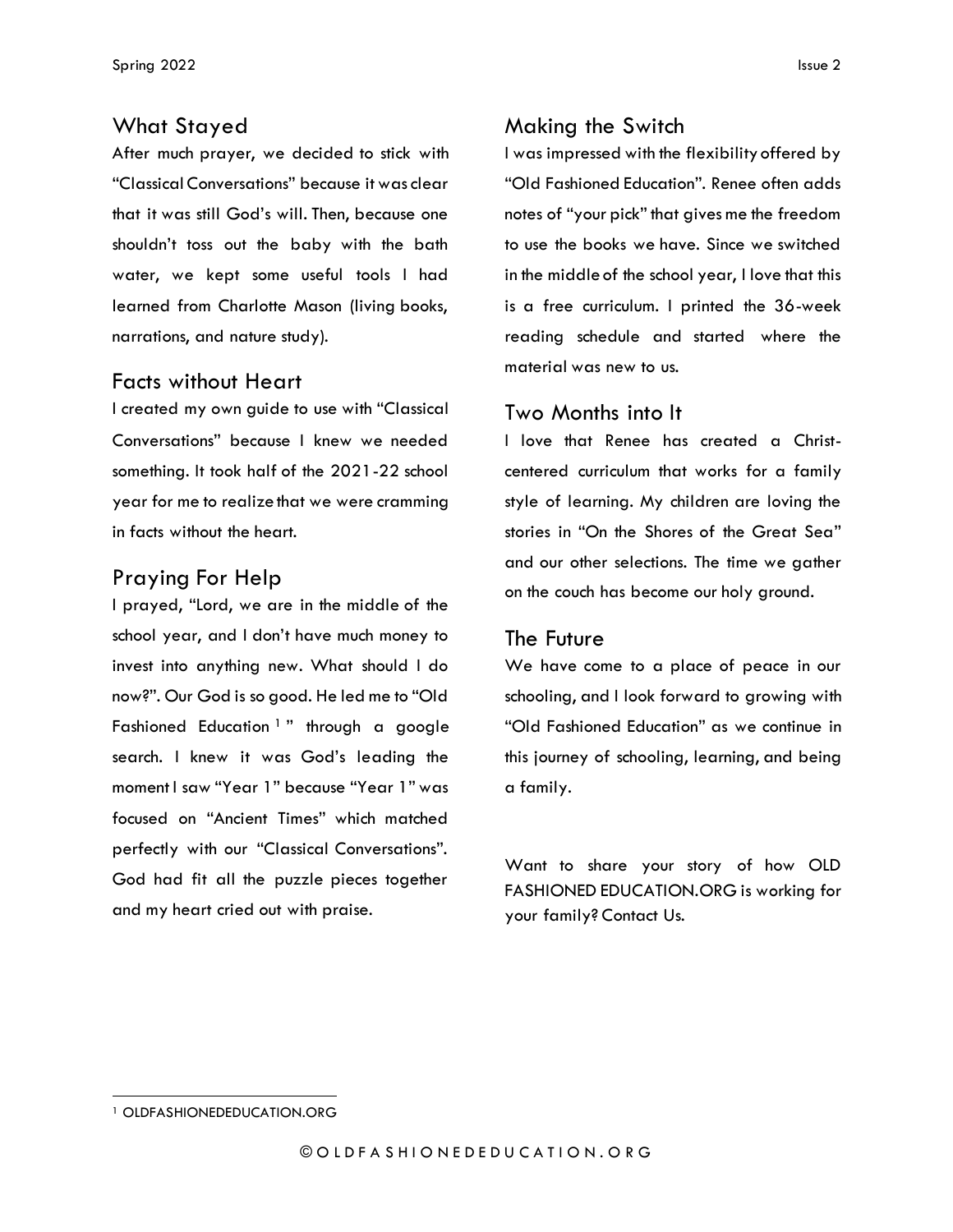## What Stayed

After much prayer, we decided to stick with "Classical Conversations" because it was clear that it was still God's will. Then, because one shouldn't toss out the baby with the bath water, we kept some useful tools I had learned from Charlotte Mason (living books, narrations, and nature study).

## Facts without Heart

I created my own guide to use with "Classical Conversations" because I knew we needed something. It took half of the 2021-22 school year for me to realize that we were cramming in facts without the heart.

## Praying For Help

I prayed, "Lord, we are in the middle of the school year, and I don't have much money to invest into anything new. What should I do now?". Our God is so good. He led me to "Old Fashioned Education[1]" through a google search. I knew it was God's leading the moment I saw "Year 1" because "Year 1" was focused on "Ancient Times" which matched perfectly with our "Classical Conversations". God had fit all the puzzle pieces together and my heart cried out with praise.

## Making the Switch

I was impressed with the flexibility offered by "Old Fashioned Education". Renee often adds notes of "your pick" that gives me the freedom to use the books we have. Since we switched in the middle of the school year, I love that this is a free curriculum. I printed the 36-week reading schedule and started where the material was new to us.

## Two Months into It

I love that Renee has created a Christ-centered curriculum that works for a family style of learning. My children are loving the stories in "On the Shores of the Great Sea" and our other selections. The time we gather on the couch has become our holy ground.

## The Future

We have come to a place of peace in our schooling, and I look forward to growing with "Old Fashioned Education" as we continue in this journey of schooling, learning, and being a family.

Want to share your story of how OLD FASHIONED EDUCATION.ORG is working for your family? Contact Us.

---

[1] OLDFASHIONEDEDUCATION.ORG

© O L D F A S H I O N E D E D U C A T I O N . O R G